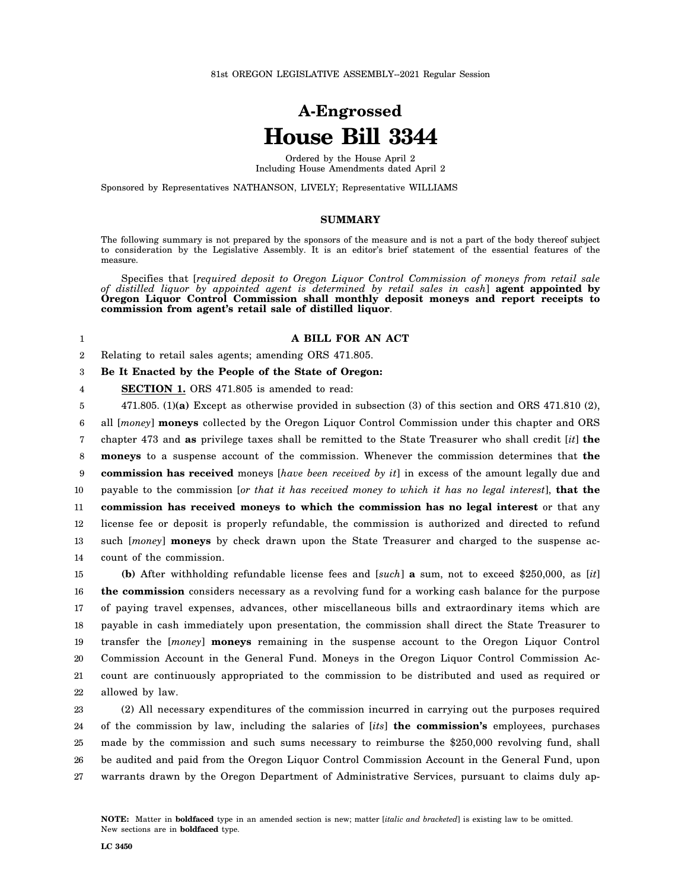81st OREGON LEGISLATIVE ASSEMBLY--2021 Regular Session

# A-Engrossed
# House Bill 3344

Ordered by the House April 2
Including House Amendments dated April 2

Sponsored by Representatives NATHANSON, LIVELY; Representative WILLIAMS

## SUMMARY

The following summary is not prepared by the sponsors of the measure and is not a part of the body thereof subject to consideration by the Legislative Assembly. It is an editor's brief statement of the essential features of the measure.

Specifies that [*required deposit to Oregon Liquor Control Commission of moneys from retail sale of distilled liquor by appointed agent is determined by retail sales in cash*] **agent appointed by Oregon Liquor Control Commission shall monthly deposit moneys and report receipts to commission from agent's retail sale of distilled liquor**.

**A BILL FOR AN ACT**

Relating to retail sales agents; amending ORS 471.805.

**Be It Enacted by the People of the State of Oregon:**

**SECTION 1.** ORS 471.805 is amended to read:

471.805. (1)**(a)** Except as otherwise provided in subsection (3) of this section and ORS 471.810 (2), all [*money*] **moneys** collected by the Oregon Liquor Control Commission under this chapter and ORS chapter 473 and **as** privilege taxes shall be remitted to the State Treasurer who shall credit [*it*] **the moneys** to a suspense account of the commission. Whenever the commission determines that **the commission has received** moneys [*have been received by it*] in excess of the amount legally due and payable to the commission [*or that it has received money to which it has no legal interest*], **that the commission has received moneys to which the commission has no legal interest** or that any license fee or deposit is properly refundable, the commission is authorized and directed to refund such [*money*] **moneys** by check drawn upon the State Treasurer and charged to the suspense account of the commission.

**(b)** After withholding refundable license fees and [*such*] **a** sum, not to exceed $250,000, as [*it*] **the commission** considers necessary as a revolving fund for a working cash balance for the purpose of paying travel expenses, advances, other miscellaneous bills and extraordinary items which are payable in cash immediately upon presentation, the commission shall direct the State Treasurer to transfer the [*money*] **moneys** remaining in the suspense account to the Oregon Liquor Control Commission Account in the General Fund. Moneys in the Oregon Liquor Control Commission Account are continuously appropriated to the commission to be distributed and used as required or allowed by law.

(2) All necessary expenditures of the commission incurred in carrying out the purposes required of the commission by law, including the salaries of [*its*] **the commission's** employees, purchases made by the commission and such sums necessary to reimburse the $250,000 revolving fund, shall be audited and paid from the Oregon Liquor Control Commission Account in the General Fund, upon warrants drawn by the Oregon Department of Administrative Services, pursuant to claims duly ap-

**NOTE:** Matter in **boldfaced** type in an amended section is new; matter [*italic and bracketed*] is existing law to be omitted. New sections are in **boldfaced** type.

**LC 3450**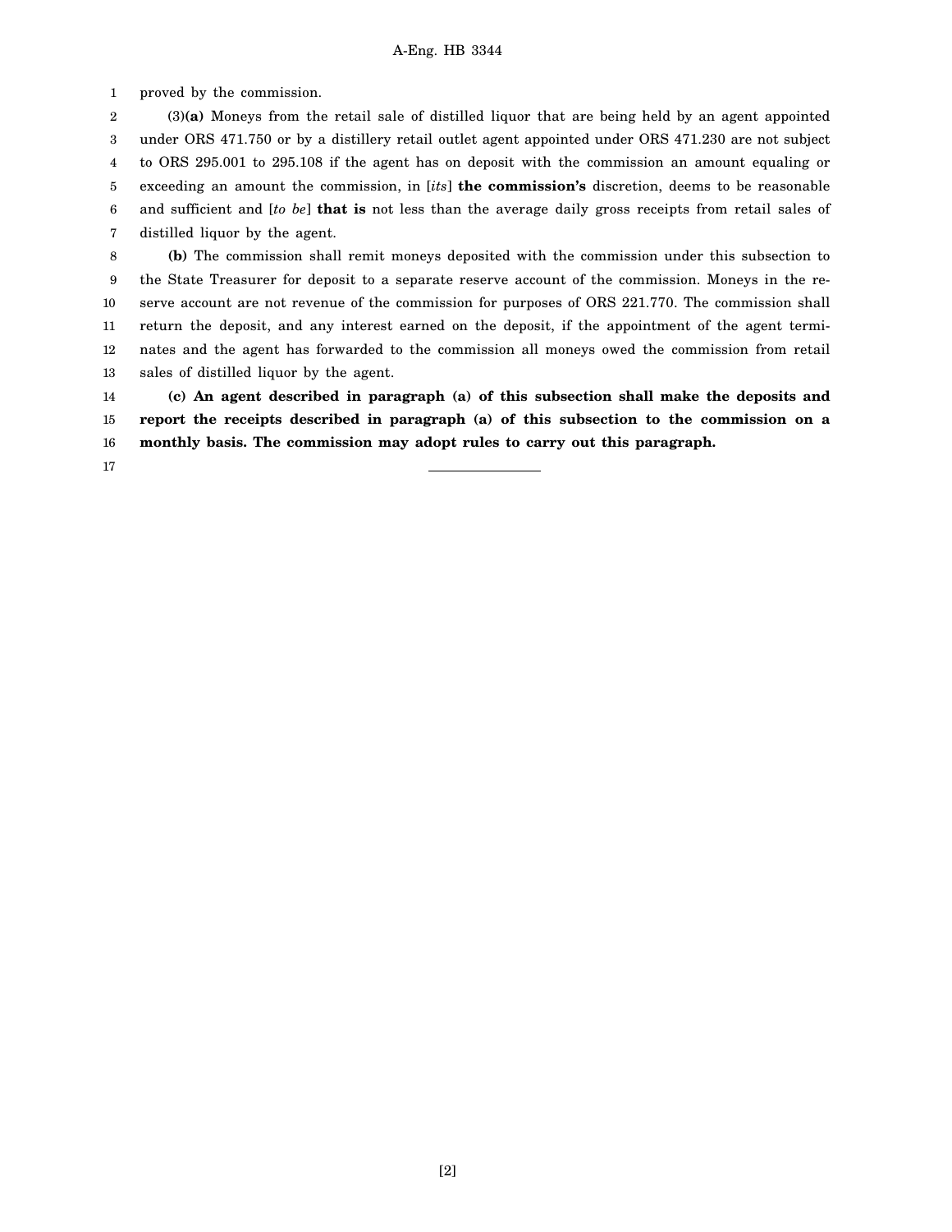proved by the commission.

(3)**(a)** Moneys from the retail sale of distilled liquor that are being held by an agent appointed under ORS 471.750 or by a distillery retail outlet agent appointed under ORS 471.230 are not subject to ORS 295.001 to 295.108 if the agent has on deposit with the commission an amount equaling or exceeding an amount the commission, in [*its*] **the commission's** discretion, deems to be reasonable and sufficient and [*to be*] **that is** not less than the average daily gross receipts from retail sales of distilled liquor by the agent.

**(b)** The commission shall remit moneys deposited with the commission under this subsection to the State Treasurer for deposit to a separate reserve account of the commission. Moneys in the reserve account are not revenue of the commission for purposes of ORS 221.770. The commission shall return the deposit, and any interest earned on the deposit, if the appointment of the agent terminates and the agent has forwarded to the commission all moneys owed the commission from retail sales of distilled liquor by the agent.

**(c) An agent described in paragraph (a) of this subsection shall make the deposits and report the receipts described in paragraph (a) of this subsection to the commission on a monthly basis. The commission may adopt rules to carry out this paragraph.**